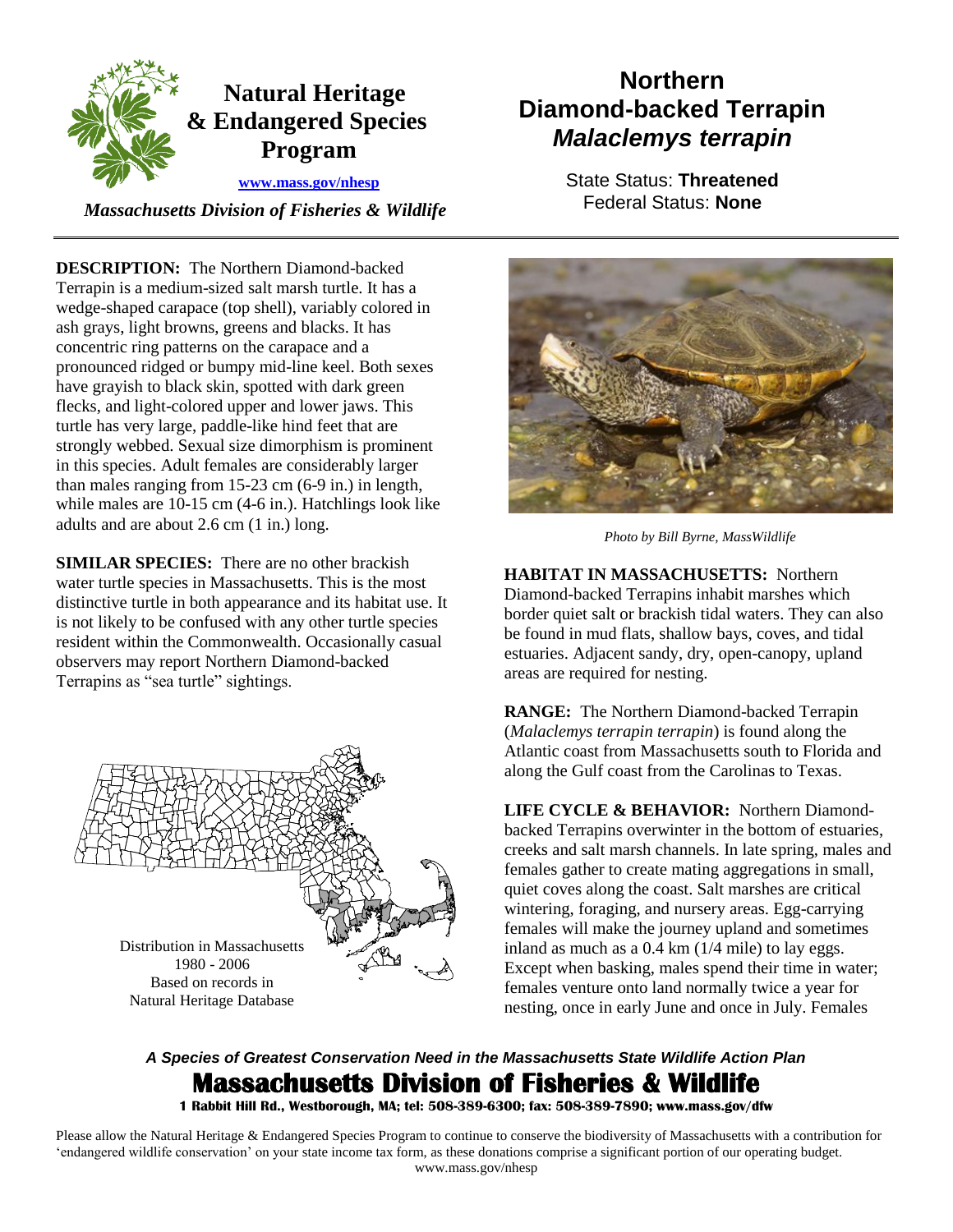# Natural Heritage & Endangered Species Program

www.mass.gov/nhesp

*Massachusetts Division of Fisheries & Wildlife*

# Northern Diamond-backed Terrapin *Malaclemys terrapin*

State Status: **Threatened**
Federal Status: **None**

**DESCRIPTION:** The Northern Diamond-backed Terrapin is a medium-sized salt marsh turtle. It has a wedge-shaped carapace (top shell), variably colored in ash grays, light browns, greens and blacks. It has concentric ring patterns on the carapace and a pronounced ridged or bumpy mid-line keel. Both sexes have grayish to black skin, spotted with dark green flecks, and light-colored upper and lower jaws. This turtle has very large, paddle-like hind feet that are strongly webbed. Sexual size dimorphism is prominent in this species. Adult females are considerably larger than males ranging from 15-23 cm (6-9 in.) in length, while males are 10-15 cm (4-6 in.). Hatchlings look like adults and are about 2.6 cm (1 in.) long.

**SIMILAR SPECIES:** There are no other brackish water turtle species in Massachusetts. This is the most distinctive turtle in both appearance and its habitat use. It is not likely to be confused with any other turtle species resident within the Commonwealth. Occasionally casual observers may report Northern Diamond-backed Terrapins as "sea turtle" sightings.

Distribution in Massachusetts 1980 - 2006 Based on records in Natural Heritage Database

*Photo by Bill Byrne, MassWildlife*

**HABITAT IN MASSACHUSETTS:** Northern Diamond-backed Terrapins inhabit marshes which border quiet salt or brackish tidal waters. They can also be found in mud flats, shallow bays, coves, and tidal estuaries. Adjacent sandy, dry, open-canopy, upland areas are required for nesting.

**RANGE:** The Northern Diamond-backed Terrapin (*Malaclemys terrapin terrapin*) is found along the Atlantic coast from Massachusetts south to Florida and along the Gulf coast from the Carolinas to Texas.

**LIFE CYCLE & BEHAVIOR:** Northern Diamond-backed Terrapins overwinter in the bottom of estuaries, creeks and salt marsh channels. In late spring, males and females gather to create mating aggregations in small, quiet coves along the coast. Salt marshes are critical wintering, foraging, and nursery areas. Egg-carrying females will make the journey upland and sometimes inland as much as a 0.4 km (1/4 mile) to lay eggs. Except when basking, males spend their time in water; females venture onto land normally twice a year for nesting, once in early June and once in July. Females

*A Species of Greatest Conservation Need in the Massachusetts State Wildlife Action Plan*

**Massachusetts Division of Fisheries & Wildlife**

**1 Rabbit Hill Rd., Westborough, MA; tel: 508-389-6300; fax: 508-389-7890; www.mass.gov/dfw**

Please allow the Natural Heritage & Endangered Species Program to continue to conserve the biodiversity of Massachusetts with a contribution for 'endangered wildlife conservation' on your state income tax form, as these donations comprise a significant portion of our operating budget. www.mass.gov/nhesp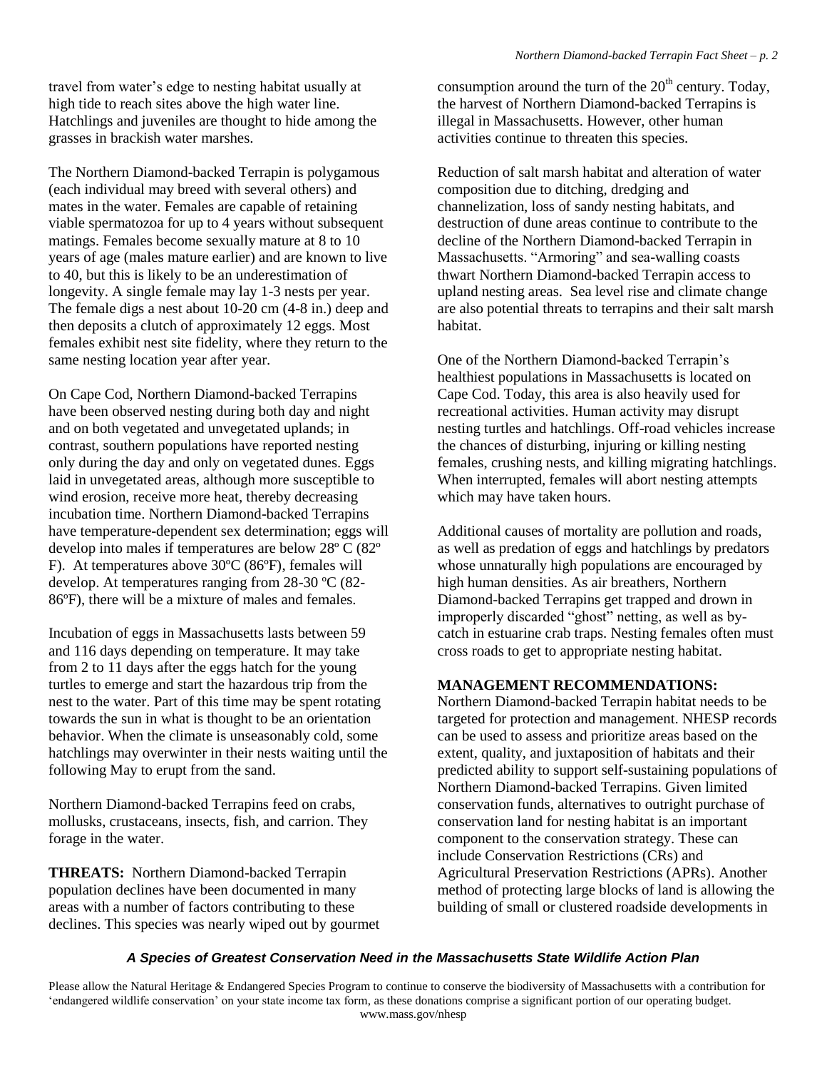travel from water's edge to nesting habitat usually at high tide to reach sites above the high water line. Hatchlings and juveniles are thought to hide among the grasses in brackish water marshes.

The Northern Diamond-backed Terrapin is polygamous (each individual may breed with several others) and mates in the water. Females are capable of retaining viable spermatozoa for up to 4 years without subsequent matings. Females become sexually mature at 8 to 10 years of age (males mature earlier) and are known to live to 40, but this is likely to be an underestimation of longevity. A single female may lay 1-3 nests per year. The female digs a nest about 10-20 cm (4-8 in.) deep and then deposits a clutch of approximately 12 eggs. Most females exhibit nest site fidelity, where they return to the same nesting location year after year.

On Cape Cod, Northern Diamond-backed Terrapins have been observed nesting during both day and night and on both vegetated and unvegetated uplands; in contrast, southern populations have reported nesting only during the day and only on vegetated dunes. Eggs laid in unvegetated areas, although more susceptible to wind erosion, receive more heat, thereby decreasing incubation time. Northern Diamond-backed Terrapins have temperature-dependent sex determination; eggs will develop into males if temperatures are below 28º C (82º F). At temperatures above 30ºC (86ºF), females will develop. At temperatures ranging from 28-30 ºC (82-86ºF), there will be a mixture of males and females.

Incubation of eggs in Massachusetts lasts between 59 and 116 days depending on temperature. It may take from 2 to 11 days after the eggs hatch for the young turtles to emerge and start the hazardous trip from the nest to the water. Part of this time may be spent rotating towards the sun in what is thought to be an orientation behavior. When the climate is unseasonably cold, some hatchlings may overwinter in their nests waiting until the following May to erupt from the sand.

Northern Diamond-backed Terrapins feed on crabs, mollusks, crustaceans, insects, fish, and carrion. They forage in the water.

**THREATS:** Northern Diamond-backed Terrapin population declines have been documented in many areas with a number of factors contributing to these declines. This species was nearly wiped out by gourmet consumption around the turn of the 20th century. Today, the harvest of Northern Diamond-backed Terrapins is illegal in Massachusetts. However, other human activities continue to threaten this species.

Reduction of salt marsh habitat and alteration of water composition due to ditching, dredging and channelization, loss of sandy nesting habitats, and destruction of dune areas continue to contribute to the decline of the Northern Diamond-backed Terrapin in Massachusetts. "Armoring" and sea-walling coasts thwart Northern Diamond-backed Terrapin access to upland nesting areas. Sea level rise and climate change are also potential threats to terrapins and their salt marsh habitat.

One of the Northern Diamond-backed Terrapin's healthiest populations in Massachusetts is located on Cape Cod. Today, this area is also heavily used for recreational activities. Human activity may disrupt nesting turtles and hatchlings. Off-road vehicles increase the chances of disturbing, injuring or killing nesting females, crushing nests, and killing migrating hatchlings. When interrupted, females will abort nesting attempts which may have taken hours.

Additional causes of mortality are pollution and roads, as well as predation of eggs and hatchlings by predators whose unnaturally high populations are encouraged by high human densities. As air breathers, Northern Diamond-backed Terrapins get trapped and drown in improperly discarded "ghost" netting, as well as by-catch in estuarine crab traps. Nesting females often must cross roads to get to appropriate nesting habitat.

**MANAGEMENT RECOMMENDATIONS:**
Northern Diamond-backed Terrapin habitat needs to be targeted for protection and management. NHESP records can be used to assess and prioritize areas based on the extent, quality, and juxtaposition of habitats and their predicted ability to support self-sustaining populations of Northern Diamond-backed Terrapins. Given limited conservation funds, alternatives to outright purchase of conservation land for nesting habitat is an important component to the conservation strategy. These can include Conservation Restrictions (CRs) and Agricultural Preservation Restrictions (APRs). Another method of protecting large blocks of land is allowing the building of small or clustered roadside developments in

***A Species of Greatest Conservation Need in the Massachusetts State Wildlife Action Plan***

Please allow the Natural Heritage & Endangered Species Program to continue to conserve the biodiversity of Massachusetts with a contribution for 'endangered wildlife conservation' on your state income tax form, as these donations comprise a significant portion of our operating budget.
www.mass.gov/nhesp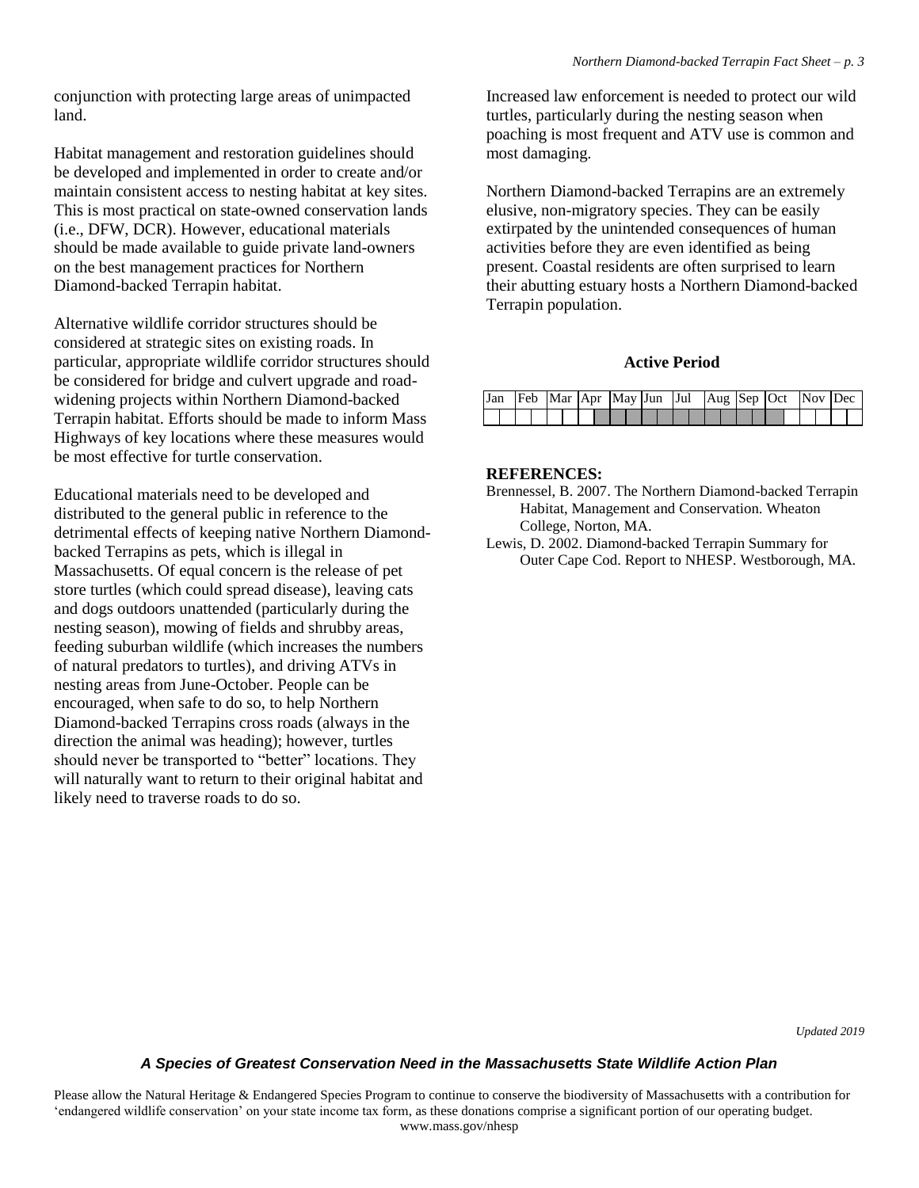conjunction with protecting large areas of unimpacted land.

Habitat management and restoration guidelines should be developed and implemented in order to create and/or maintain consistent access to nesting habitat at key sites. This is most practical on state-owned conservation lands (i.e., DFW, DCR). However, educational materials should be made available to guide private land-owners on the best management practices for Northern Diamond-backed Terrapin habitat.

Alternative wildlife corridor structures should be considered at strategic sites on existing roads. In particular, appropriate wildlife corridor structures should be considered for bridge and culvert upgrade and road-widening projects within Northern Diamond-backed Terrapin habitat. Efforts should be made to inform Mass Highways of key locations where these measures would be most effective for turtle conservation.

Educational materials need to be developed and distributed to the general public in reference to the detrimental effects of keeping native Northern Diamond-backed Terrapins as pets, which is illegal in Massachusetts. Of equal concern is the release of pet store turtles (which could spread disease), leaving cats and dogs outdoors unattended (particularly during the nesting season), mowing of fields and shrubby areas, feeding suburban wildlife (which increases the numbers of natural predators to turtles), and driving ATVs in nesting areas from June-October. People can be encouraged, when safe to do so, to help Northern Diamond-backed Terrapins cross roads (always in the direction the animal was heading); however, turtles should never be transported to "better" locations. They will naturally want to return to their original habitat and likely need to traverse roads to do so.

Increased law enforcement is needed to protect our wild turtles, particularly during the nesting season when poaching is most frequent and ATV use is common and most damaging.

Northern Diamond-backed Terrapins are an extremely elusive, non-migratory species. They can be easily extirpated by the unintended consequences of human activities before they are even identified as being present. Coastal residents are often surprised to learn their abutting estuary hosts a Northern Diamond-backed Terrapin population.

**Active Period**

| Jan | Feb | Mar | Apr | May | Jun | Jul | Aug | Sep | Oct | Nov | Dec |
|---|---|---|---|---|---|---|---|---|---|---|---|
| | | | | | | | | | | | |

**REFERENCES:**

Brennessel, B. 2007. The Northern Diamond-backed Terrapin Habitat, Management and Conservation. Wheaton College, Norton, MA.

Lewis, D. 2002. Diamond-backed Terrapin Summary for Outer Cape Cod. Report to NHESP. Westborough, MA.

*Updated 2019*

***A Species of Greatest Conservation Need in the Massachusetts State Wildlife Action Plan***

Please allow the Natural Heritage & Endangered Species Program to continue to conserve the biodiversity of Massachusetts with a contribution for 'endangered wildlife conservation' on your state income tax form, as these donations comprise a significant portion of our operating budget.
www.mass.gov/nhesp